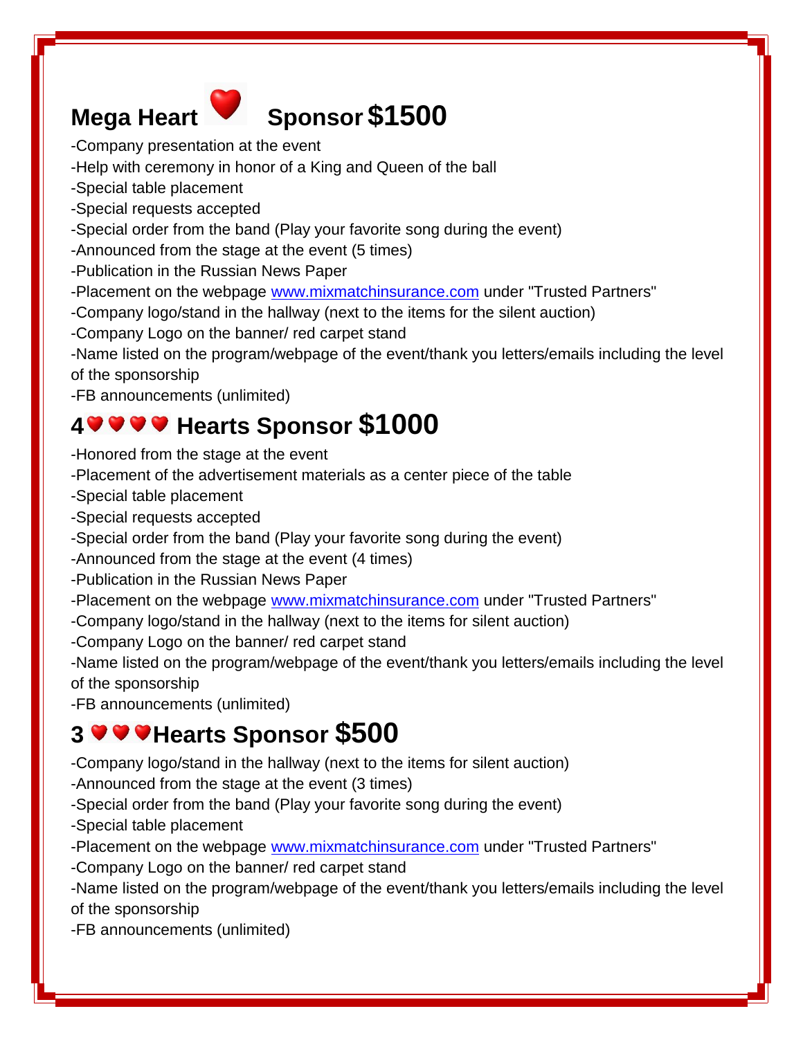## Mega Heart ❤️ Sponsor $1500

- -Company presentation at the event
- -Help with ceremony in honor of a King and Queen of the ball
- -Special table placement
- -Special requests accepted
- -Special order from the band (Play your favorite song during the event)
- -Announced from the stage at the event (5 times)
- -Publication in the Russian News Paper
- -Placement on the webpage www.mixmatchinsurance.com under "Trusted Partners"
- -Company logo/stand in the hallway (next to the items for the silent auction)
- -Company Logo on the banner/ red carpet stand
- -Name listed on the program/webpage of the event/thank you letters/emails including the level of the sponsorship
- -FB announcements (unlimited)

## 4 ❤️❤️❤️❤️ Hearts Sponsor $1000

- -Honored from the stage at the event
- -Placement of the advertisement materials as a center piece of the table
- -Special table placement
- -Special requests accepted
- -Special order from the band (Play your favorite song during the event)
- -Announced from the stage at the event (4 times)
- -Publication in the Russian News Paper
- -Placement on the webpage www.mixmatchinsurance.com under "Trusted Partners"
- -Company logo/stand in the hallway (next to the items for silent auction)
- -Company Logo on the banner/ red carpet stand
- -Name listed on the program/webpage of the event/thank you letters/emails including the level of the sponsorship
- -FB announcements (unlimited)

## 3 ❤️❤️❤️Hearts Sponsor $500

- -Company logo/stand in the hallway (next to the items for silent auction)
- -Announced from the stage at the event (3 times)
- -Special order from the band (Play your favorite song during the event)
- -Special table placement
- -Placement on the webpage www.mixmatchinsurance.com under "Trusted Partners"
- -Company Logo on the banner/ red carpet stand
- -Name listed on the program/webpage of the event/thank you letters/emails including the level of the sponsorship
- -FB announcements (unlimited)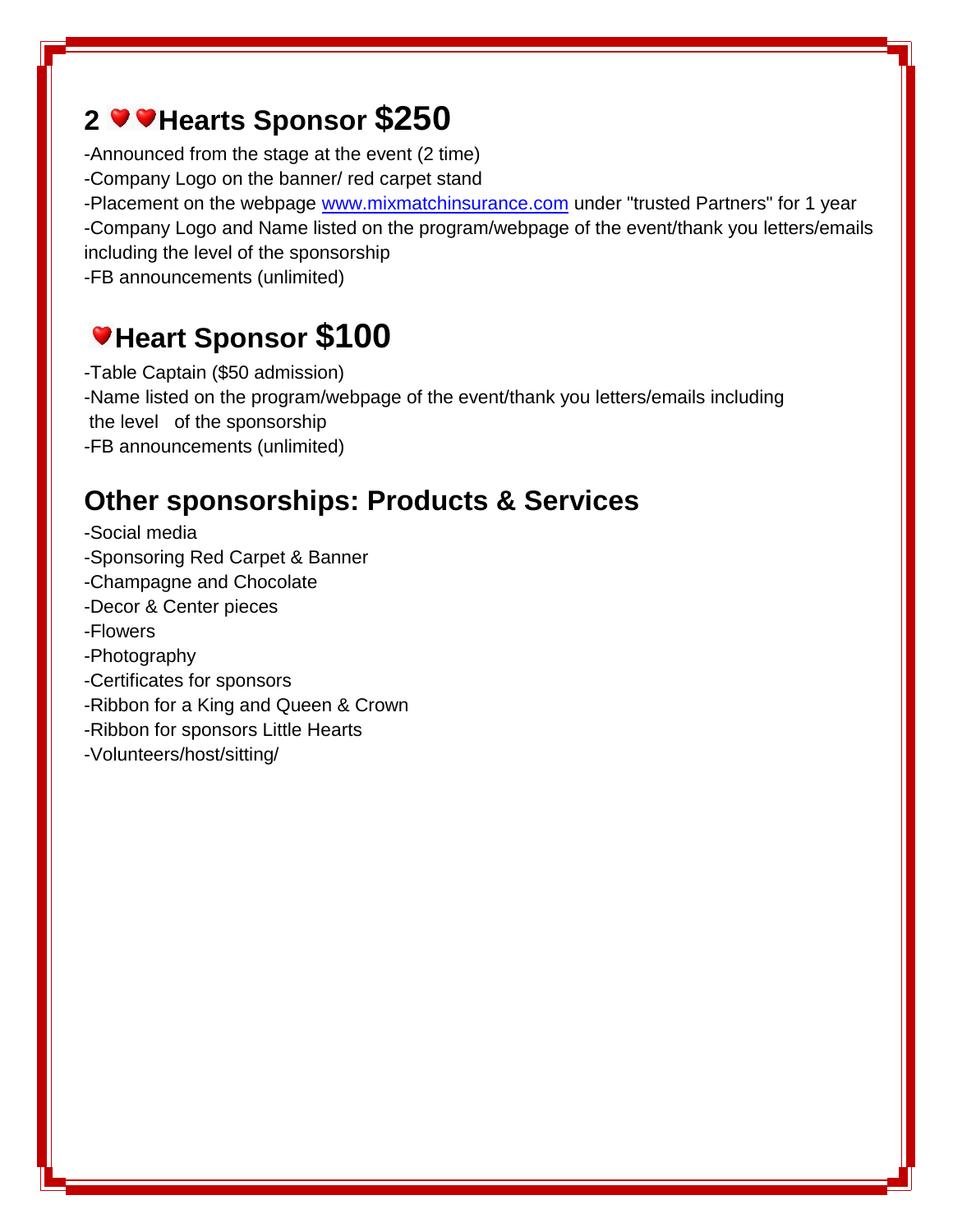## 2 ❤️❤️Hearts Sponsor $250

-Announced from the stage at the event (2 time)
-Company Logo on the banner/ red carpet stand
-Placement on the webpage www.mixmatchinsurance.com under "trusted Partners" for 1 year
-Company Logo and Name listed on the program/webpage of the event/thank you letters/emails including the level of the sponsorship
-FB announcements (unlimited)

## ❤️Heart Sponsor $100

-Table Captain ($50 admission)
-Name listed on the program/webpage of the event/thank you letters/emails including the level of the sponsorship
-FB announcements (unlimited)

## Other sponsorships: Products & Services

-Social media
-Sponsoring Red Carpet & Banner
-Champagne and Chocolate
-Decor & Center pieces
-Flowers
-Photography
-Certificates for sponsors
-Ribbon for a King and Queen & Crown
-Ribbon for sponsors Little Hearts
-Volunteers/host/sitting/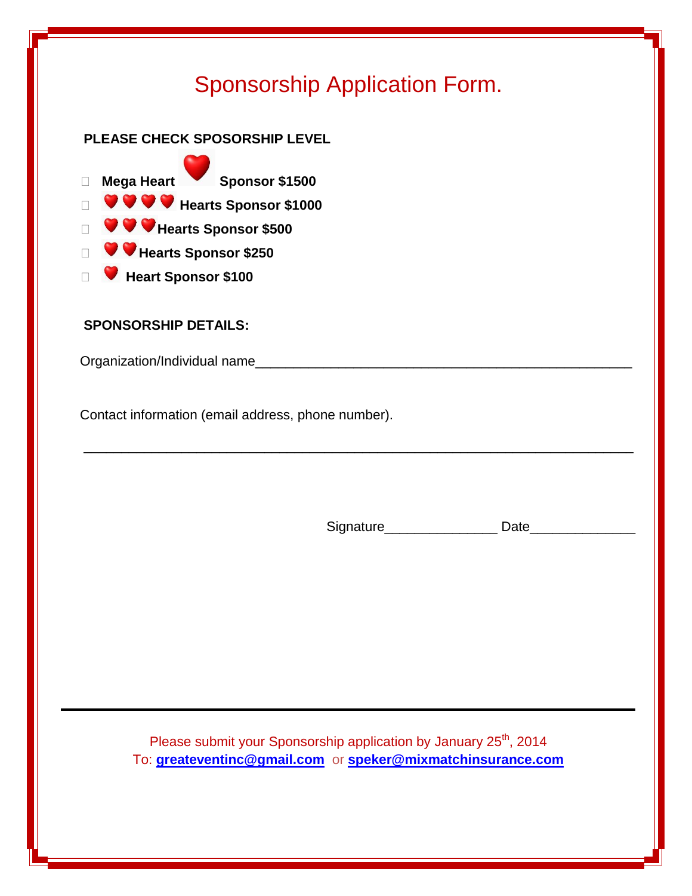# Sponsorship Application Form.

**PLEASE CHECK SPOSORSHIP LEVEL**

- ☐ **Mega Heart Sponsor $1500**
- ☐ **Hearts Sponsor $1000**
- ☐ **Hearts Sponsor $500**
- ☐ **Hearts Sponsor $250**
- ☐ **Heart Sponsor $100**

**SPONSORSHIP DETAILS:**

Organization/Individual name____________________________________________________

Contact information (email address, phone number).

_____________________________________________________________________________

Signature_______________ Date______________

---

Please submit your Sponsorship application by January 25th, 2014

To: **greateventinc@gmail.com** or **speker@mixmatchinsurance.com**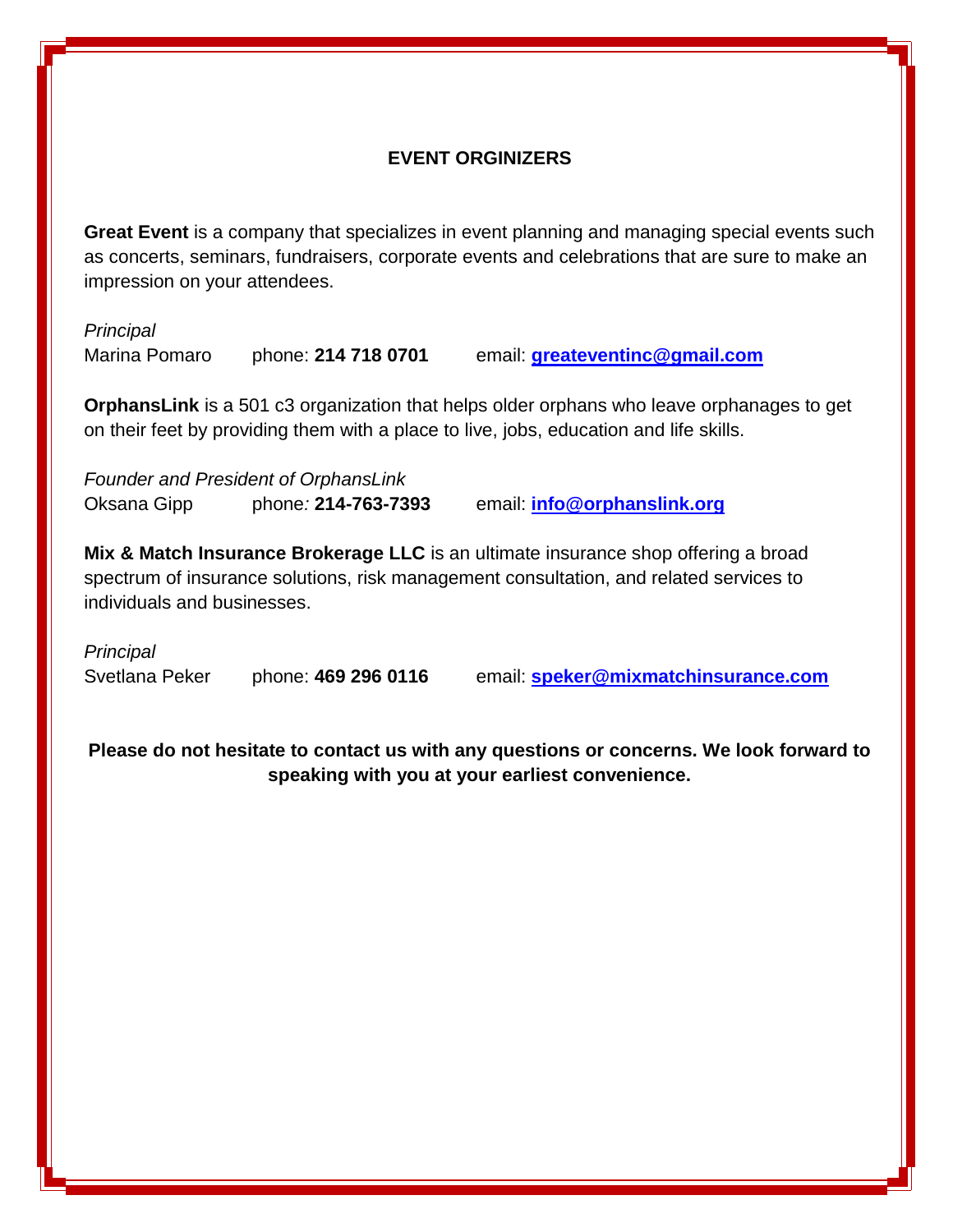## EVENT ORGINIZERS

**Great Event** is a company that specializes in event planning and managing special events such as concerts, seminars, fundraisers, corporate events and celebrations that are sure to make an impression on your attendees.

*Principal*
Marina Pomaro phone: **214 718 0701** email: **greateventinc@gmail.com**

**OrphansLink** is a 501 c3 organization that helps older orphans who leave orphanages to get on their feet by providing them with a place to live, jobs, education and life skills.

*Founder and President of OrphansLink*
Oksana Gipp phone: **214-763-7393** email: **info@orphanslink.org**

**Mix & Match Insurance Brokerage LLC** is an ultimate insurance shop offering a broad spectrum of insurance solutions, risk management consultation, and related services to individuals and businesses.

*Principal*
Svetlana Peker phone: **469 296 0116** email: **speker@mixmatchinsurance.com**

**Please do not hesitate to contact us with any questions or concerns. We look forward to speaking with you at your earliest convenience.**